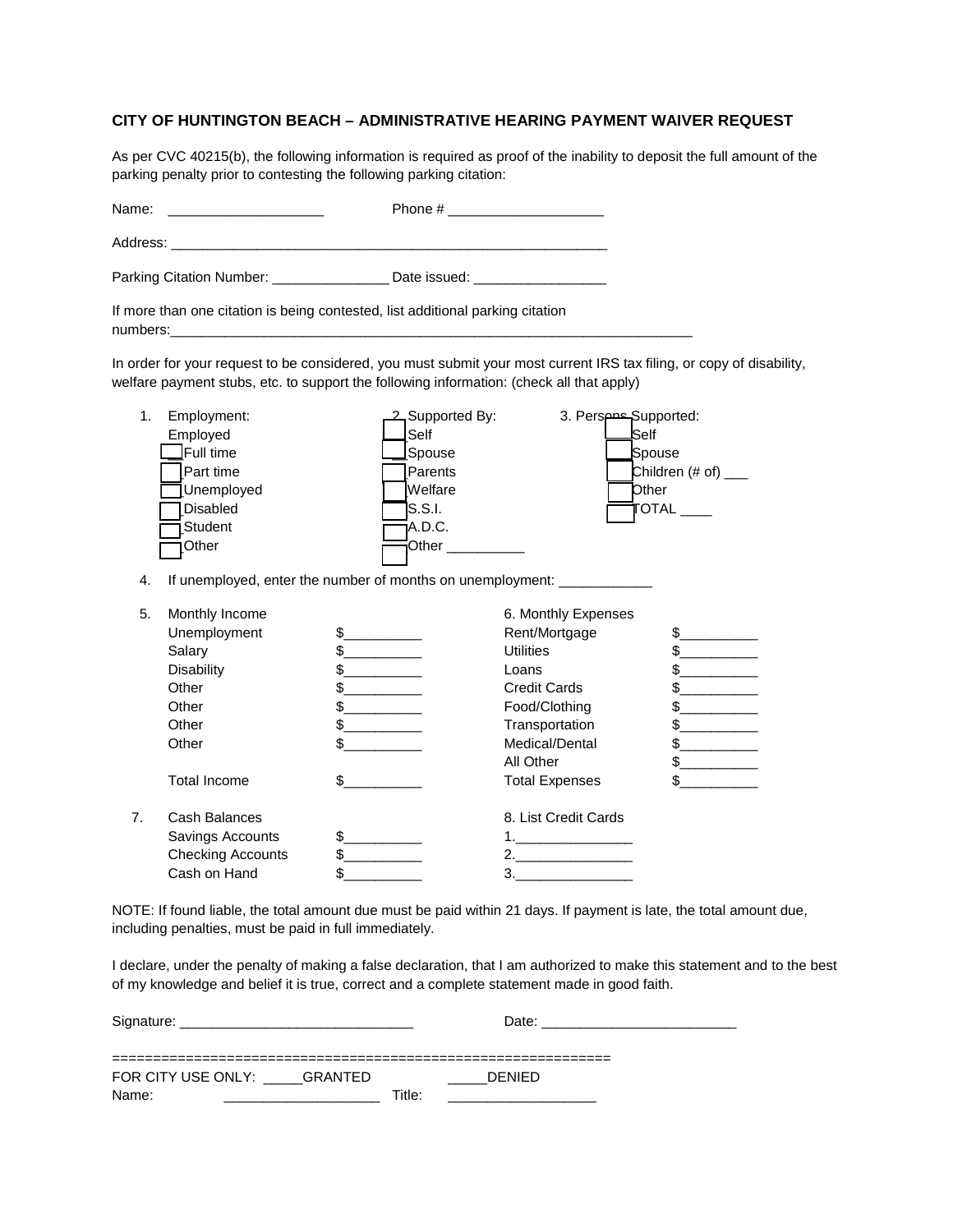## CITY OF HUNTINGTON BEACH – ADMINISTRATIVE HEARING PAYMENT WAIVER REQUEST

As per CVC 40215(b), the following information is required as proof of the inability to deposit the full amount of the parking penalty prior to contesting the following parking citation:

Name: ____________________ Phone # ____________________

Address: ____________________________________________________________

Parking Citation Number: _______________ Date issued: _________________

If more than one citation is being contested, list additional parking citation numbers:________________________________________________________________________

In order for your request to be considered, you must submit your most current IRS tax filing, or copy of disability, welfare payment stubs, etc. to support the following information: (check all that apply)

| 1. Employment: | 2. Supported By: | 3. Persons Supported: |
|---|---|---|
| Employed | ☐ Self | ☐ Self |
| ☐ Full time | ☐ Spouse | ☐ Spouse |
| ☐ Part time | ☐ Parents | ☐ Children (# of) ___ |
| ☐ Unemployed | ☐ Welfare | ☐ Other |
| ☐ Disabled | ☐ S.S.I. | ☐ TOTAL ____ |
| ☐ Student | ☐ A.D.C. | |
| ☐ Other | ☐ Other __________ | |

4. If unemployed, enter the number of months on unemployment: ____________

| 5. Monthly Income | | 6. Monthly Expenses | |
|---|---|---|---|
| Unemployment | $__________ | Rent/Mortgage | $__________ |
| Salary | $__________ | Utilities | $__________ |
| Disability | $__________ | Loans | $__________ |
| Other | $__________ | Credit Cards | $__________ |
| Other | $__________ | Food/Clothing | $__________ |
| Other | $__________ | Transportation | $__________ |
| Other | $__________ | Medical/Dental | $__________ |
| | | All Other | $__________ |
| Total Income | $__________ | Total Expenses | $__________ |

| 7. Cash Balances | | 8. List Credit Cards |
|---|---|---|
| Savings Accounts | $__________ | 1._______________ |
| Checking Accounts | $__________ | 2._______________ |
| Cash on Hand | $__________ | 3._______________ |

NOTE: If found liable, the total amount due must be paid within 21 days. If payment is late, the total amount due, including penalties, must be paid in full immediately.

I declare, under the penalty of making a false declaration, that I am authorized to make this statement and to the best of my knowledge and belief it is true, correct and a complete statement made in good faith.

Signature: ______________________________ Date: _________________________

============================================================

FOR CITY USE ONLY: _____GRANTED _____DENIED

Name: ____________________ Title: ___________________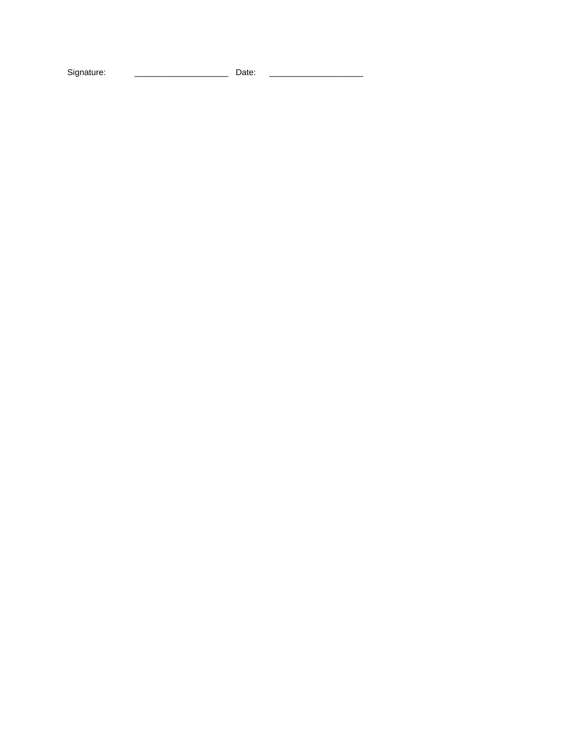Signature: ____________________ Date: ____________________